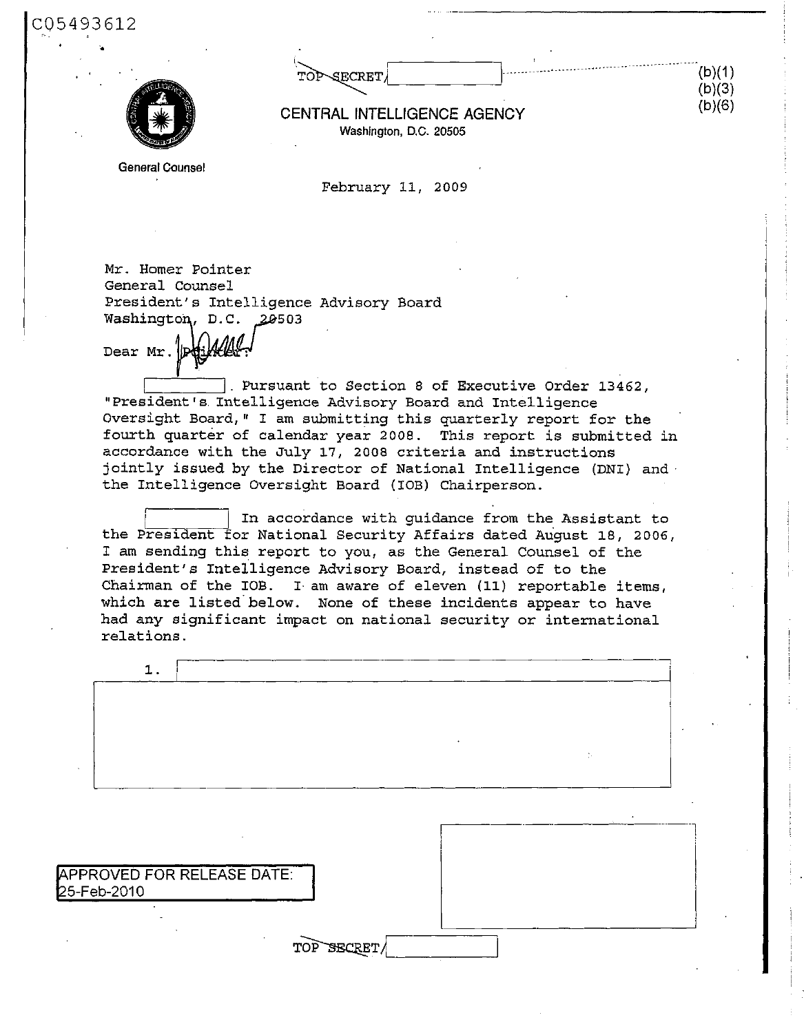C05493612

TOP SECRET/

(b)(1)
(b)(3)
(b)(6)

CENTRAL INTELLIGENCE AGENCY
Washington, D.C. 20505

General Counsel

February 11, 2009

Mr. Homer Pointer
General Counsel
President's Intelligence Advisory Board
Washington, D.C. 20503

Dear Mr. Pointer:

[ ]. Pursuant to Section 8 of Executive Order 13462, "President's Intelligence Advisory Board and Intelligence Oversight Board," I am submitting this quarterly report for the fourth quarter of calendar year 2008. This report is submitted in accordance with the July 17, 2008 criteria and instructions jointly issued by the Director of National Intelligence (DNI) and the Intelligence Oversight Board (IOB) Chairperson.

[ ] In accordance with guidance from the Assistant to the President for National Security Affairs dated August 18, 2006, I am sending this report to you, as the General Counsel of the President's Intelligence Advisory Board, instead of to the Chairman of the IOB. I am aware of eleven (11) reportable items, which are listed below. None of these incidents appear to have had any significant impact on national security or international relations.

1. [ ]

APPROVED FOR RELEASE DATE:
25-Feb-2010

TOP SECRET/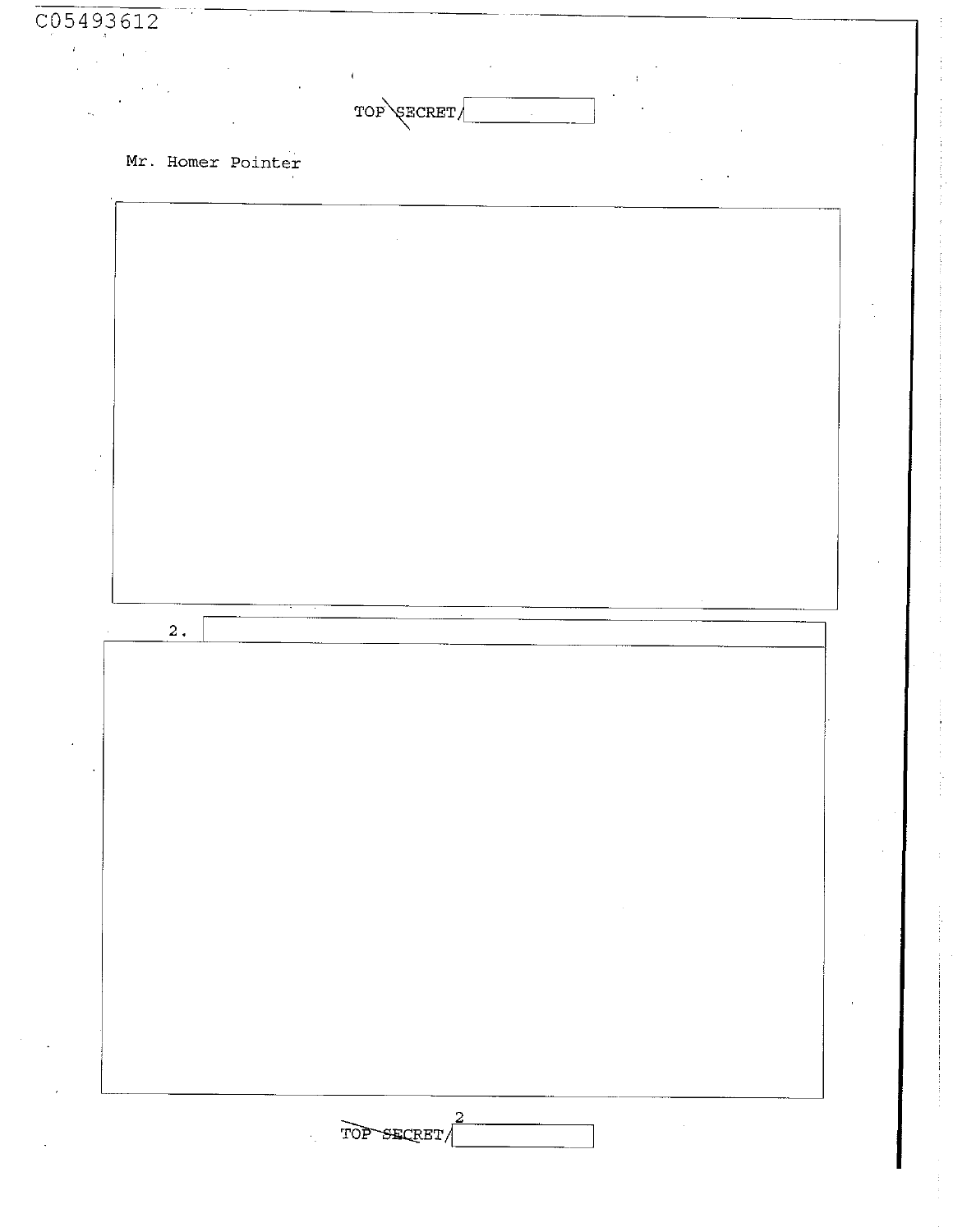TOP SECRET/

Mr. Homer Pointer

2.

TOP SECRET/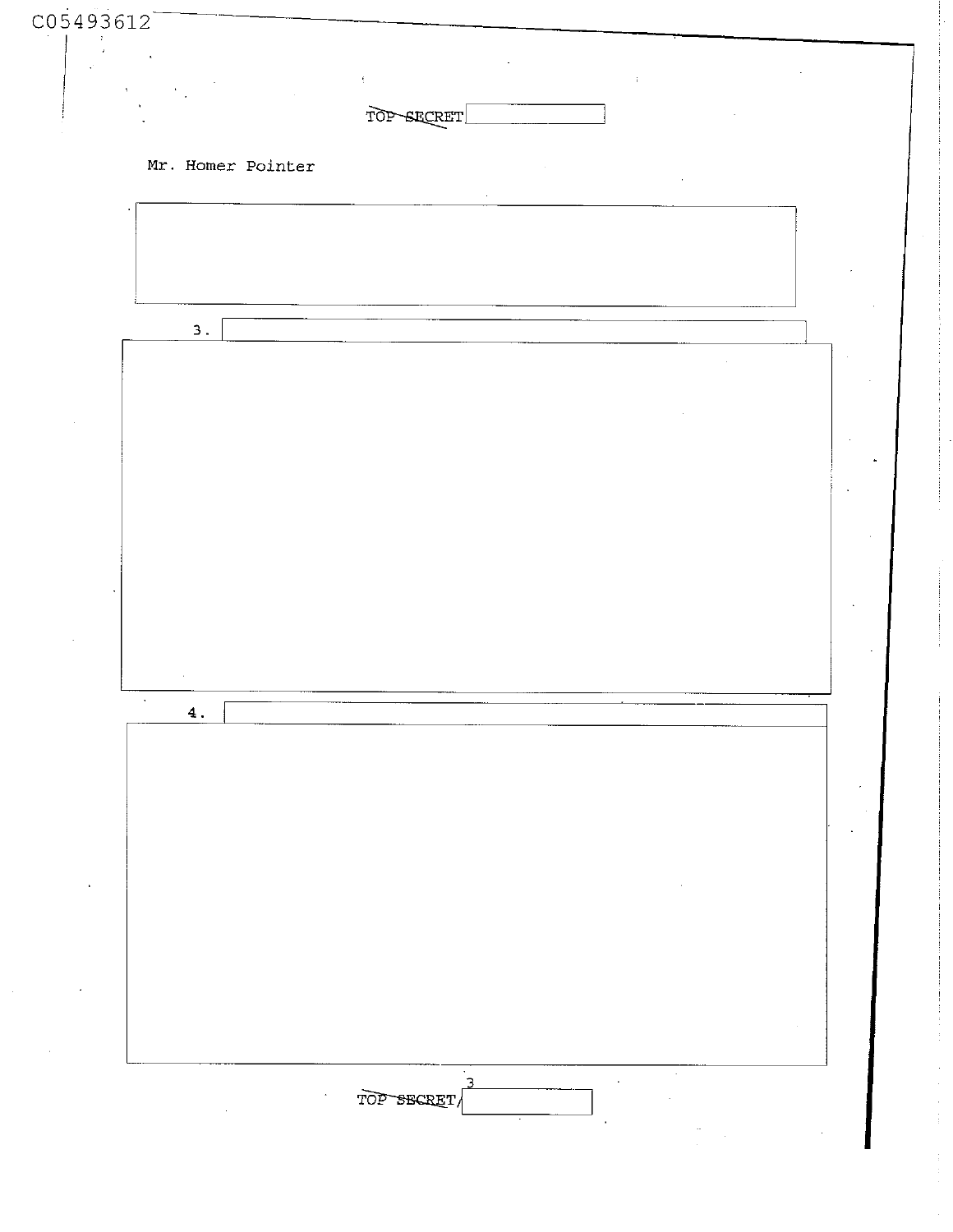TOP SECRET

Mr. Homer Pointer

3.

4.

TOP SECRET/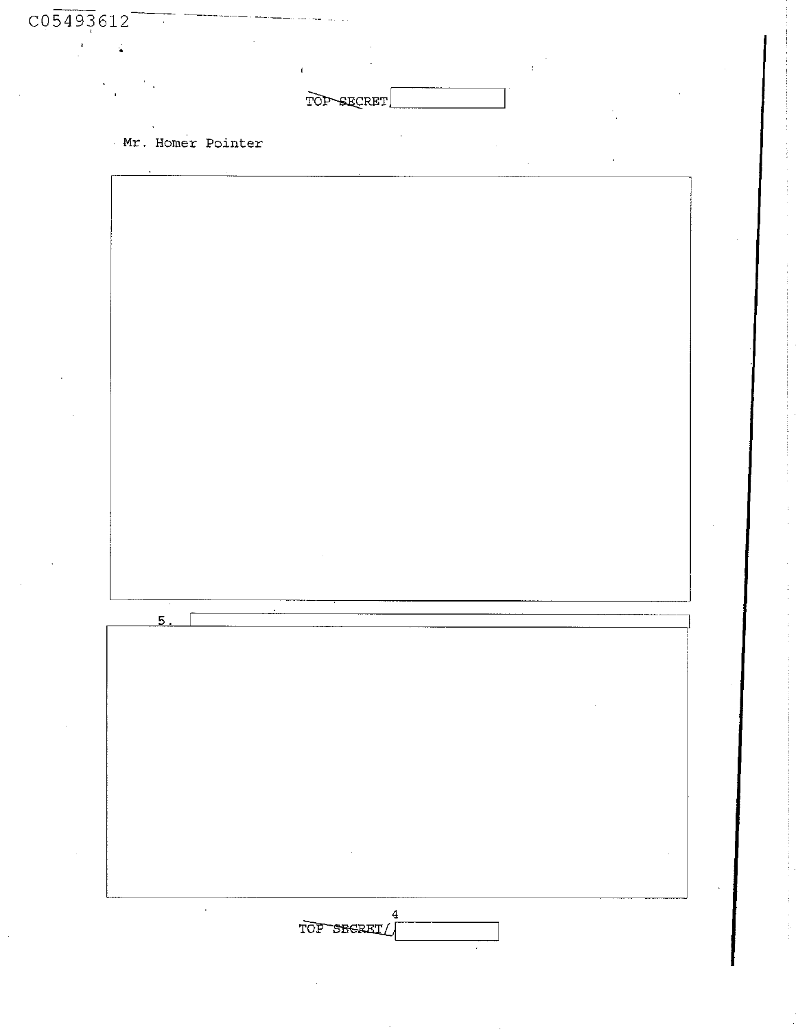TOP SECRET

Mr. Homer Pointer

5.

TOP SECRET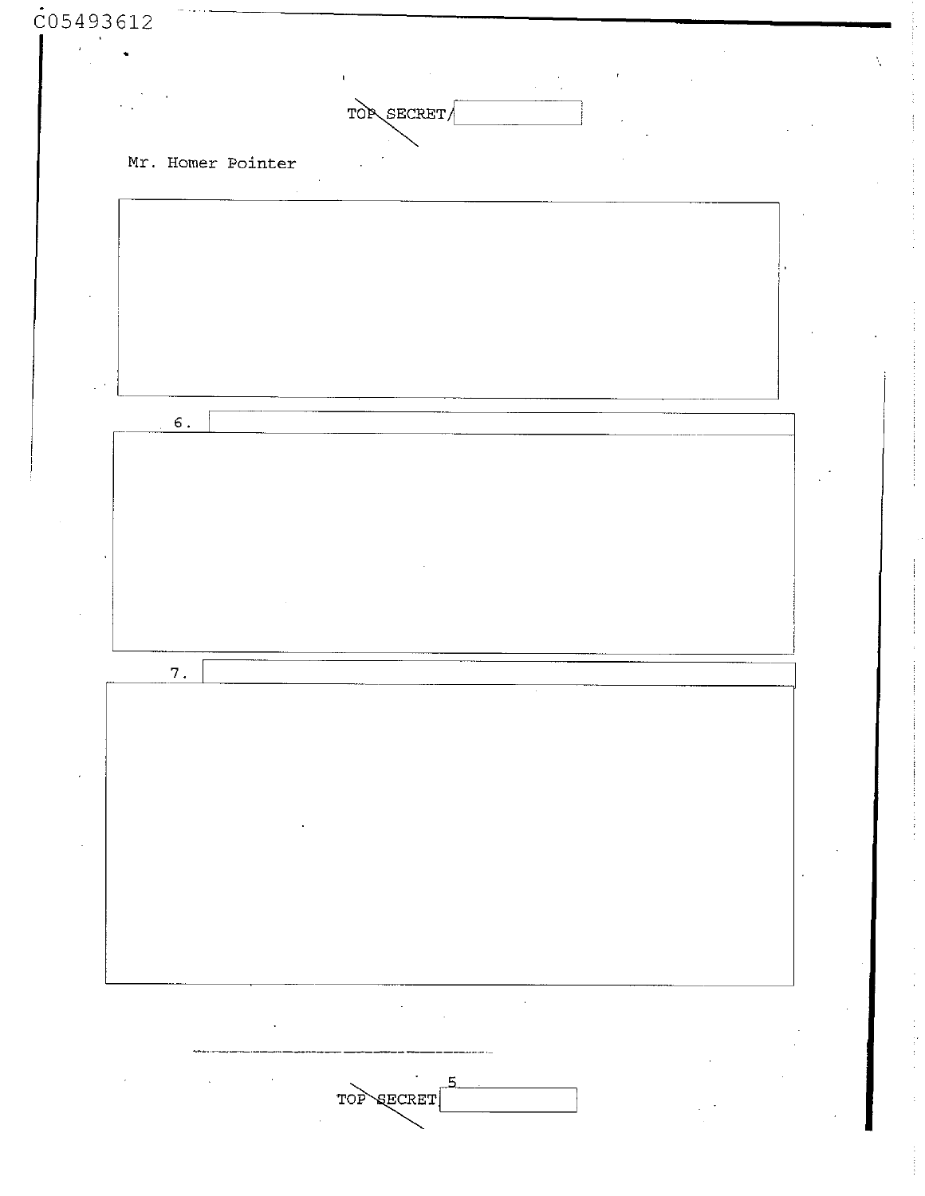TOP SECRET/

Mr. Homer Pointer

6.

7.

TOP SECRET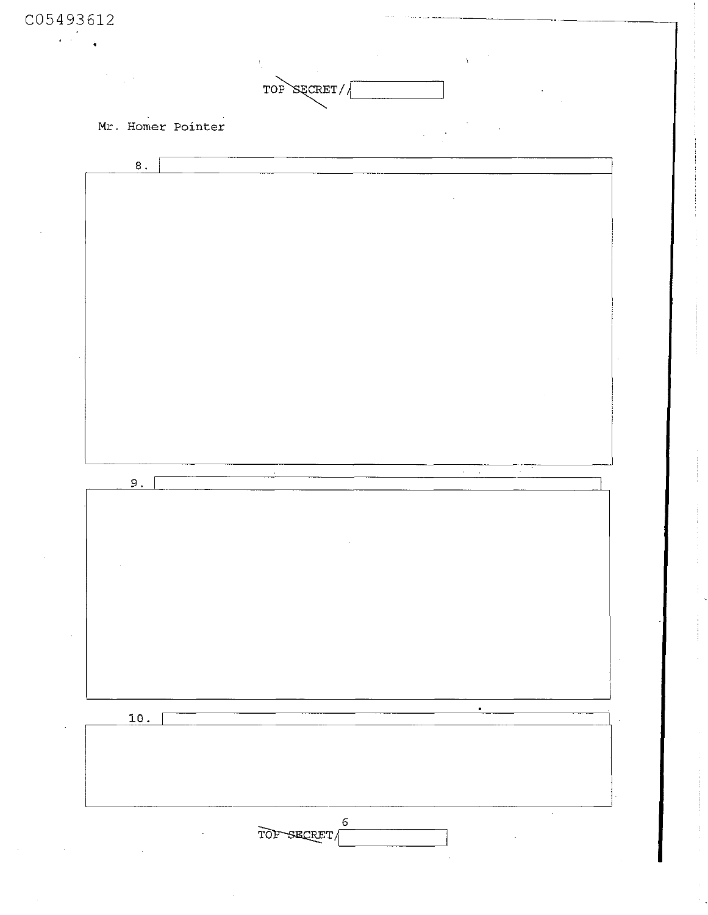C05493612

TOP SECRET//

Mr. Homer Pointer

8.

9.

10.

TOP SECRET/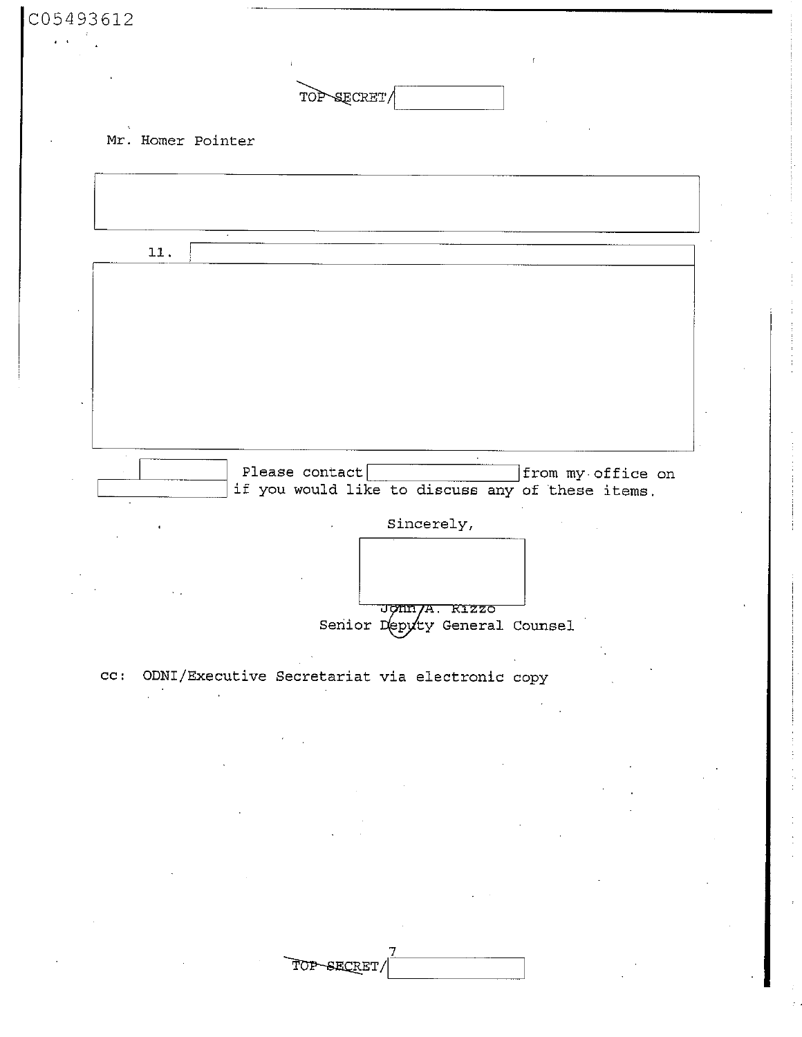C05493612

TOP SECRET/

Mr. Homer Pointer

11.

Please contact from my office on if you would like to discuss any of these items.

Sincerely,

John A. Rizzo
Senior Deputy General Counsel

cc: ODNI/Executive Secretariat via electronic copy

TOP SECRET/